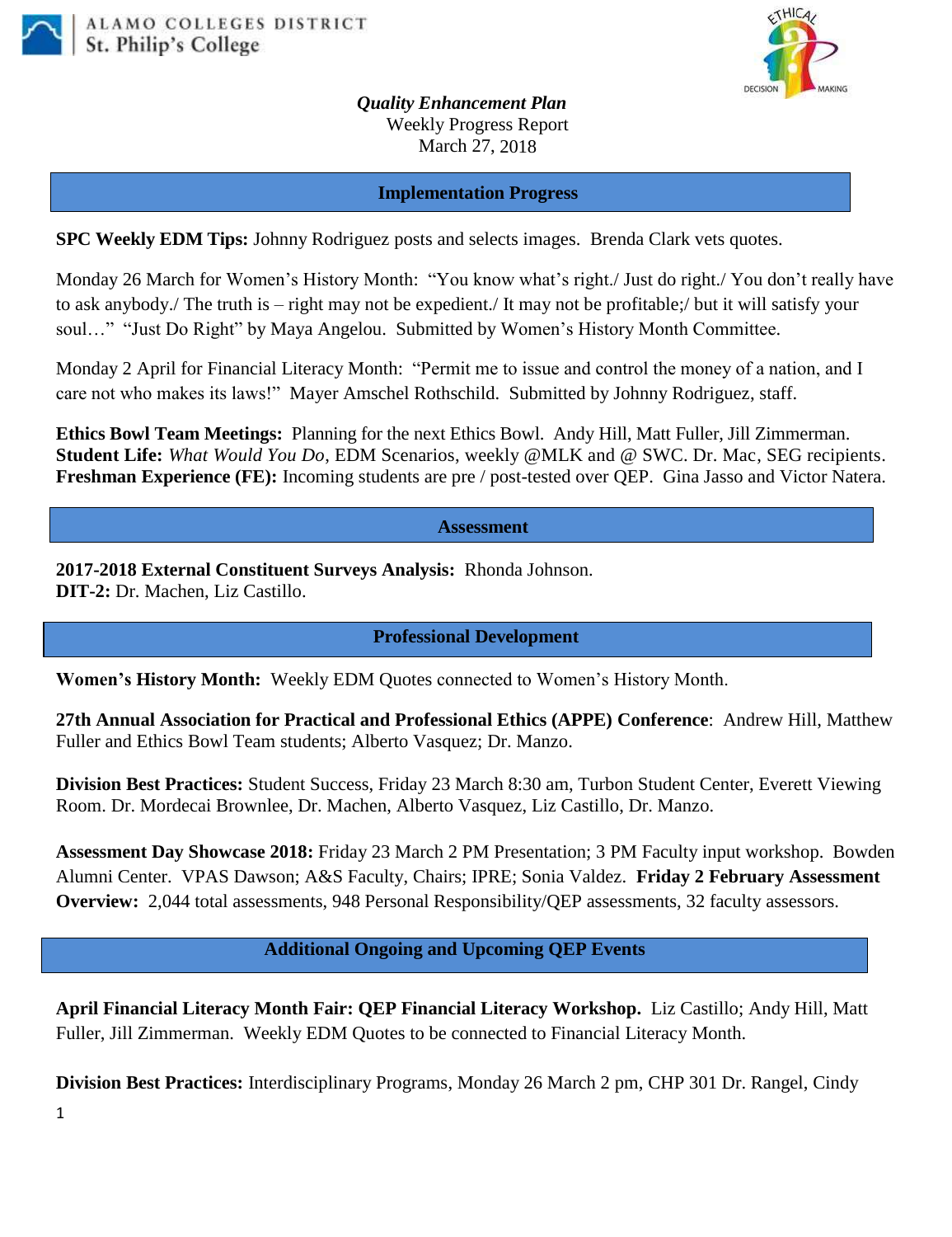ALAMO COLLEGES DISTRICT
St. Philip's College

***Quality Enhancement Plan***
Weekly Progress Report
March 27, 2018

## Implementation Progress

**SPC Weekly EDM Tips:** Johnny Rodriguez posts and selects images. Brenda Clark vets quotes.

Monday 26 March for Women's History Month: "You know what's right./ Just do right./ You don't really have to ask anybody./ The truth is – right may not be expedient./ It may not be profitable;/ but it will satisfy your soul…" "Just Do Right" by Maya Angelou. Submitted by Women's History Month Committee.

Monday 2 April for Financial Literacy Month: "Permit me to issue and control the money of a nation, and I care not who makes its laws!" Mayer Amschel Rothschild. Submitted by Johnny Rodriguez, staff.

**Ethics Bowl Team Meetings:** Planning for the next Ethics Bowl. Andy Hill, Matt Fuller, Jill Zimmerman.
**Student Life:** *What Would You Do*, EDM Scenarios, weekly @MLK and @ SWC. Dr. Mac, SEG recipients.
**Freshman Experience (FE):** Incoming students are pre / post-tested over QEP. Gina Jasso and Victor Natera.

## Assessment

**2017-2018 External Constituent Surveys Analysis:** Rhonda Johnson.
**DIT-2:** Dr. Machen, Liz Castillo.

## Professional Development

**Women's History Month:** Weekly EDM Quotes connected to Women's History Month.

**27th Annual Association for Practical and Professional Ethics (APPE) Conference**: Andrew Hill, Matthew Fuller and Ethics Bowl Team students; Alberto Vasquez; Dr. Manzo.

**Division Best Practices:** Student Success, Friday 23 March 8:30 am, Turbon Student Center, Everett Viewing Room. Dr. Mordecai Brownlee, Dr. Machen, Alberto Vasquez, Liz Castillo, Dr. Manzo.

**Assessment Day Showcase 2018:** Friday 23 March 2 PM Presentation; 3 PM Faculty input workshop. Bowden Alumni Center. VPAS Dawson; A&S Faculty, Chairs; IPRE; Sonia Valdez. **Friday 2 February Assessment Overview:** 2,044 total assessments, 948 Personal Responsibility/QEP assessments, 32 faculty assessors.

## Additional Ongoing and Upcoming QEP Events

**April Financial Literacy Month Fair: QEP Financial Literacy Workshop.** Liz Castillo; Andy Hill, Matt Fuller, Jill Zimmerman. Weekly EDM Quotes to be connected to Financial Literacy Month.

**Division Best Practices:** Interdisciplinary Programs, Monday 26 March 2 pm, CHP 301 Dr. Rangel, Cindy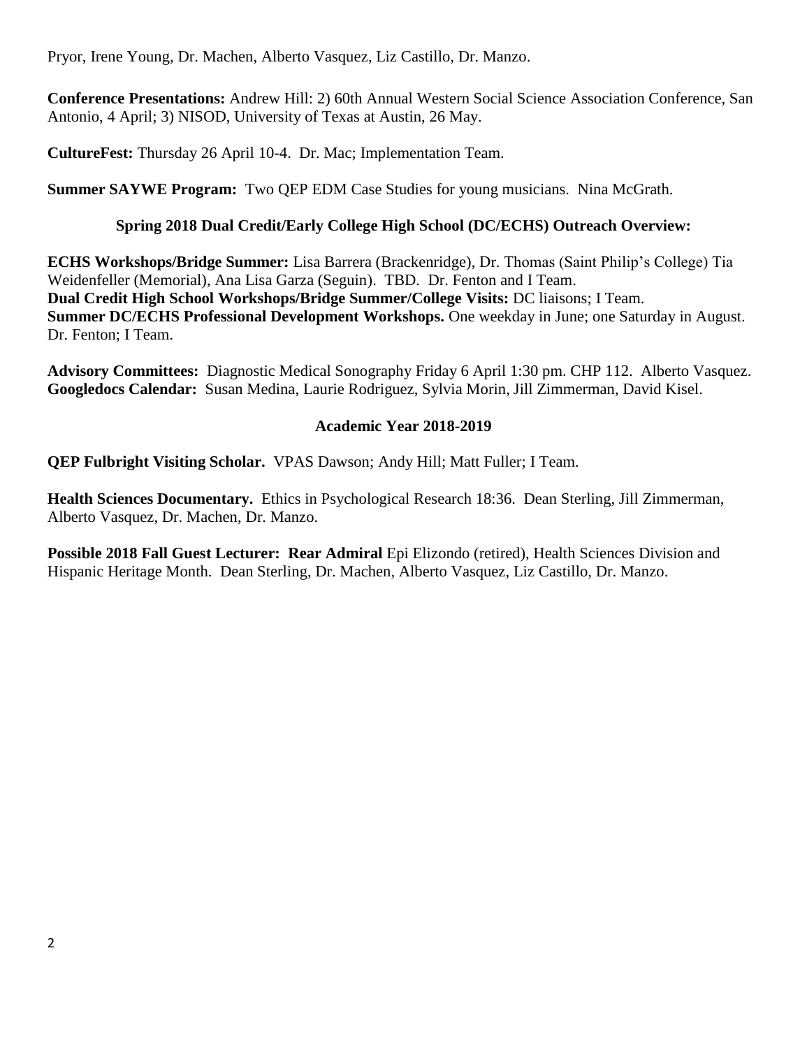Pryor, Irene Young, Dr. Machen, Alberto Vasquez, Liz Castillo, Dr. Manzo.

**Conference Presentations:** Andrew Hill: 2) 60th Annual Western Social Science Association Conference, San Antonio, 4 April; 3) NISOD, University of Texas at Austin, 26 May.

**CultureFest:** Thursday 26 April 10-4. Dr. Mac; Implementation Team.

**Summer SAYWE Program:** Two QEP EDM Case Studies for young musicians. Nina McGrath.

### Spring 2018 Dual Credit/Early College High School (DC/ECHS) Outreach Overview:

**ECHS Workshops/Bridge Summer:** Lisa Barrera (Brackenridge), Dr. Thomas (Saint Philip's College) Tia Weidenfeller (Memorial), Ana Lisa Garza (Seguin). TBD. Dr. Fenton and I Team.
**Dual Credit High School Workshops/Bridge Summer/College Visits:** DC liaisons; I Team.
**Summer DC/ECHS Professional Development Workshops.** One weekday in June; one Saturday in August. Dr. Fenton; I Team.

**Advisory Committees:** Diagnostic Medical Sonography Friday 6 April 1:30 pm. CHP 112. Alberto Vasquez.
**Googledocs Calendar:** Susan Medina, Laurie Rodriguez, Sylvia Morin, Jill Zimmerman, David Kisel.

### Academic Year 2018-2019

**QEP Fulbright Visiting Scholar.** VPAS Dawson; Andy Hill; Matt Fuller; I Team.

**Health Sciences Documentary.** Ethics in Psychological Research 18:36. Dean Sterling, Jill Zimmerman, Alberto Vasquez, Dr. Machen, Dr. Manzo.

**Possible 2018 Fall Guest Lecturer: Rear Admiral** Epi Elizondo (retired), Health Sciences Division and Hispanic Heritage Month. Dean Sterling, Dr. Machen, Alberto Vasquez, Liz Castillo, Dr. Manzo.